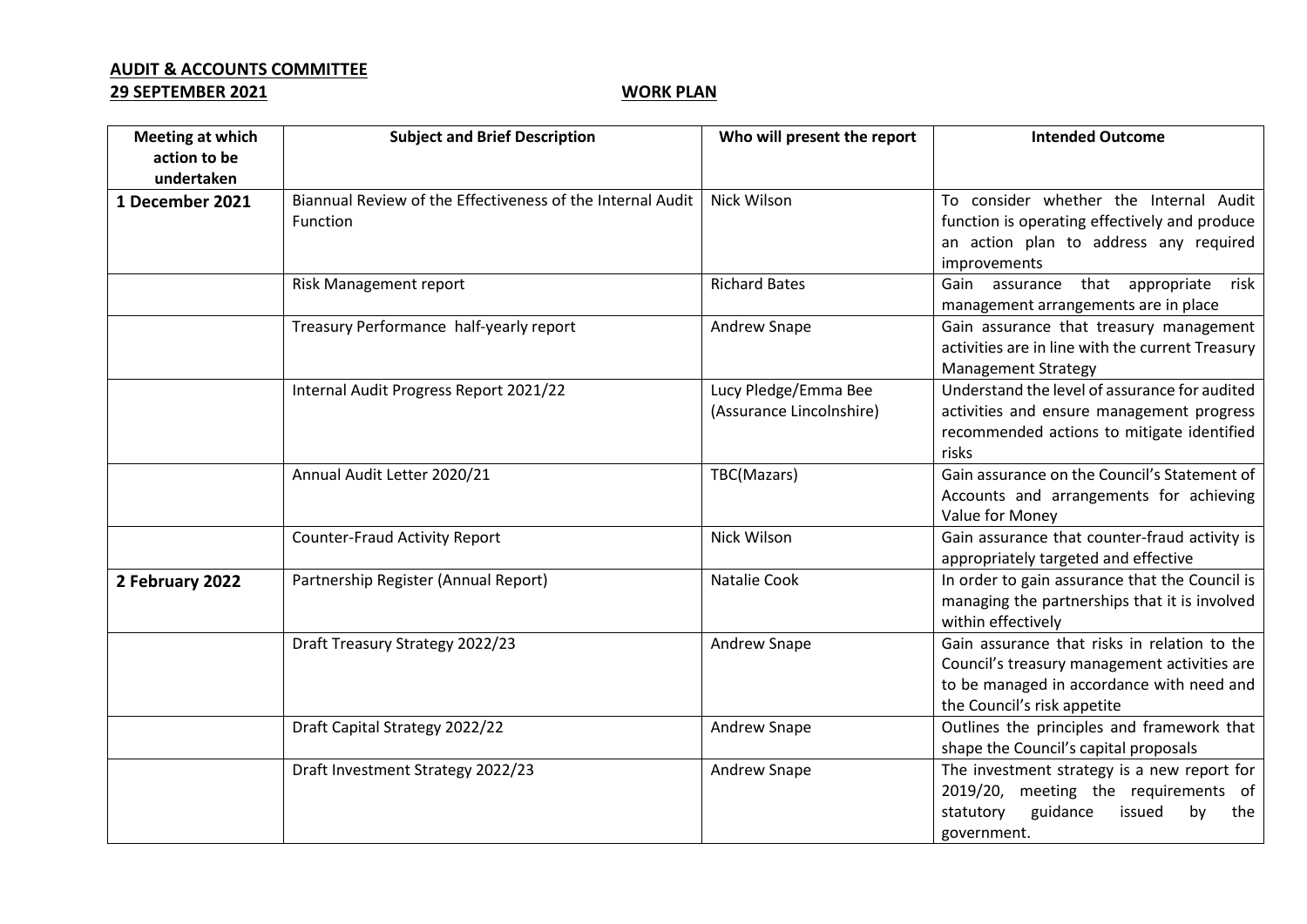**AUDIT & ACCOUNTS COMMITTEE**

**29 SEPTEMBER 2021** **WORK PLAN**

| Meeting at which action to be undertaken | Subject and Brief Description | Who will present the report | Intended Outcome |
|---|---|---|---|
| **1 December 2021** | Biannual Review of the Effectiveness of the Internal Audit Function | Nick Wilson | To consider whether the Internal Audit function is operating effectively and produce an action plan to address any required improvements |
| | Risk Management report | Richard Bates | Gain assurance that appropriate risk management arrangements are in place |
| | Treasury Performance half-yearly report | Andrew Snape | Gain assurance that treasury management activities are in line with the current Treasury Management Strategy |
| | Internal Audit Progress Report 2021/22 | Lucy Pledge/Emma Bee (Assurance Lincolnshire) | Understand the level of assurance for audited activities and ensure management progress recommended actions to mitigate identified risks |
| | Annual Audit Letter 2020/21 | TBC(Mazars) | Gain assurance on the Council's Statement of Accounts and arrangements for achieving Value for Money |
| | Counter-Fraud Activity Report | Nick Wilson | Gain assurance that counter-fraud activity is appropriately targeted and effective |
| **2 February 2022** | Partnership Register (Annual Report) | Natalie Cook | In order to gain assurance that the Council is managing the partnerships that it is involved within effectively |
| | Draft Treasury Strategy 2022/23 | Andrew Snape | Gain assurance that risks in relation to the Council's treasury management activities are to be managed in accordance with need and the Council's risk appetite |
| | Draft Capital Strategy 2022/22 | Andrew Snape | Outlines the principles and framework that shape the Council's capital proposals |
| | Draft Investment Strategy 2022/23 | Andrew Snape | The investment strategy is a new report for 2019/20, meeting the requirements of statutory guidance issued by the government. |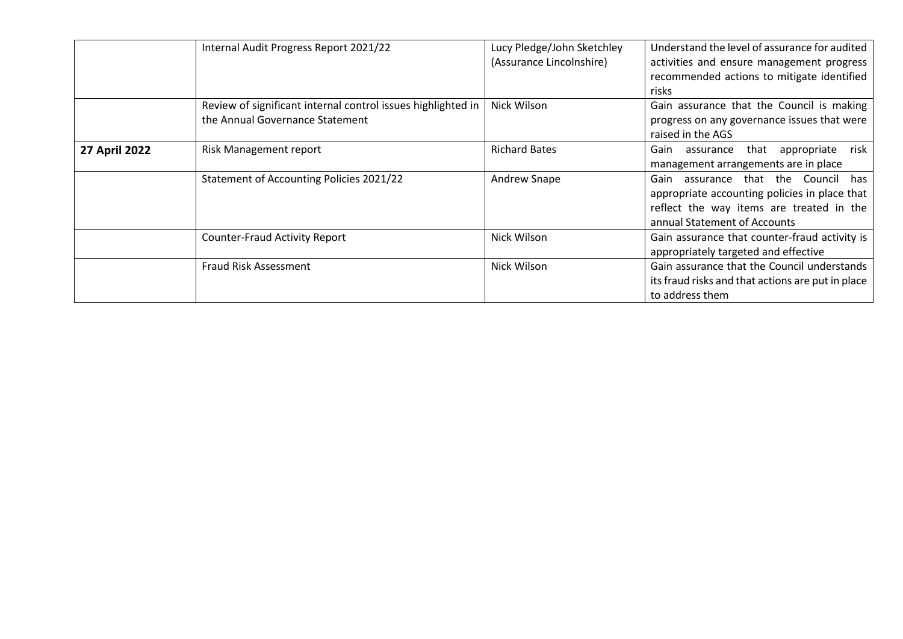| | | | |
|---|---|---|---|
| | Internal Audit Progress Report 2021/22 | Lucy Pledge/John Sketchley (Assurance Lincolnshire) | Understand the level of assurance for audited activities and ensure management progress recommended actions to mitigate identified risks |
| | Review of significant internal control issues highlighted in the Annual Governance Statement | Nick Wilson | Gain assurance that the Council is making progress on any governance issues that were raised in the AGS |
| **27 April 2022** | Risk Management report | Richard Bates | Gain assurance that appropriate risk management arrangements are in place |
| | Statement of Accounting Policies 2021/22 | Andrew Snape | Gain assurance that the Council has appropriate accounting policies in place that reflect the way items are treated in the annual Statement of Accounts |
| | Counter-Fraud Activity Report | Nick Wilson | Gain assurance that counter-fraud activity is appropriately targeted and effective |
| | Fraud Risk Assessment | Nick Wilson | Gain assurance that the Council understands its fraud risks and that actions are put in place to address them |